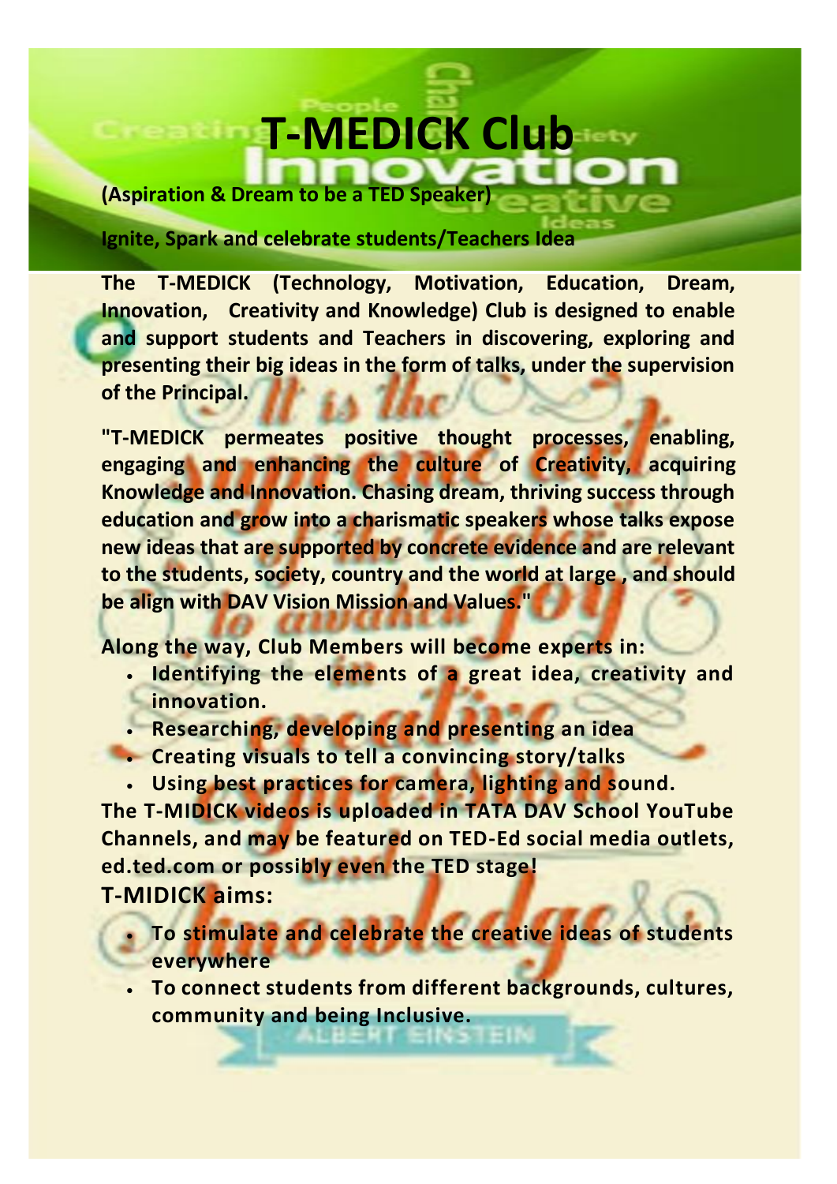# T-MEDICK Club

**(Aspiration & Dream to be a TED Speaker)**

**Ignite, Spark and celebrate students/Teachers Idea**

**The T-MEDICK (Technology, Motivation, Education, Dream, Innovation, Creativity and Knowledge) Club is designed to enable and support students and Teachers in discovering, exploring and presenting their big ideas in the form of talks, under the supervision of the Principal.**

**"T-MEDICK permeates positive thought processes, enabling, engaging and enhancing the culture of Creativity, acquiring Knowledge and Innovation. Chasing dream, thriving success through education and grow into a charismatic speakers whose talks expose new ideas that are supported by concrete evidence and are relevant to the students, society, country and the world at large , and should be align with DAV Vision Mission and Values."**

**Along the way, Club Members will become experts in:**

- **Identifying the elements of a great idea, creativity and innovation.**
- **Researching, developing and presenting an idea**
- **Creating visuals to tell a convincing story/talks**
- **Using best practices for camera, lighting and sound.**

**The T-MIDICK videos is uploaded in TATA DAV School YouTube Channels, and may be featured on TED-Ed social media outlets, ed.ted.com or possibly even the TED stage!**

**T-MIDICK aims:**

- **To stimulate and celebrate the creative ideas of students everywhere**
- **To connect students from different backgrounds, cultures, community and being Inclusive.**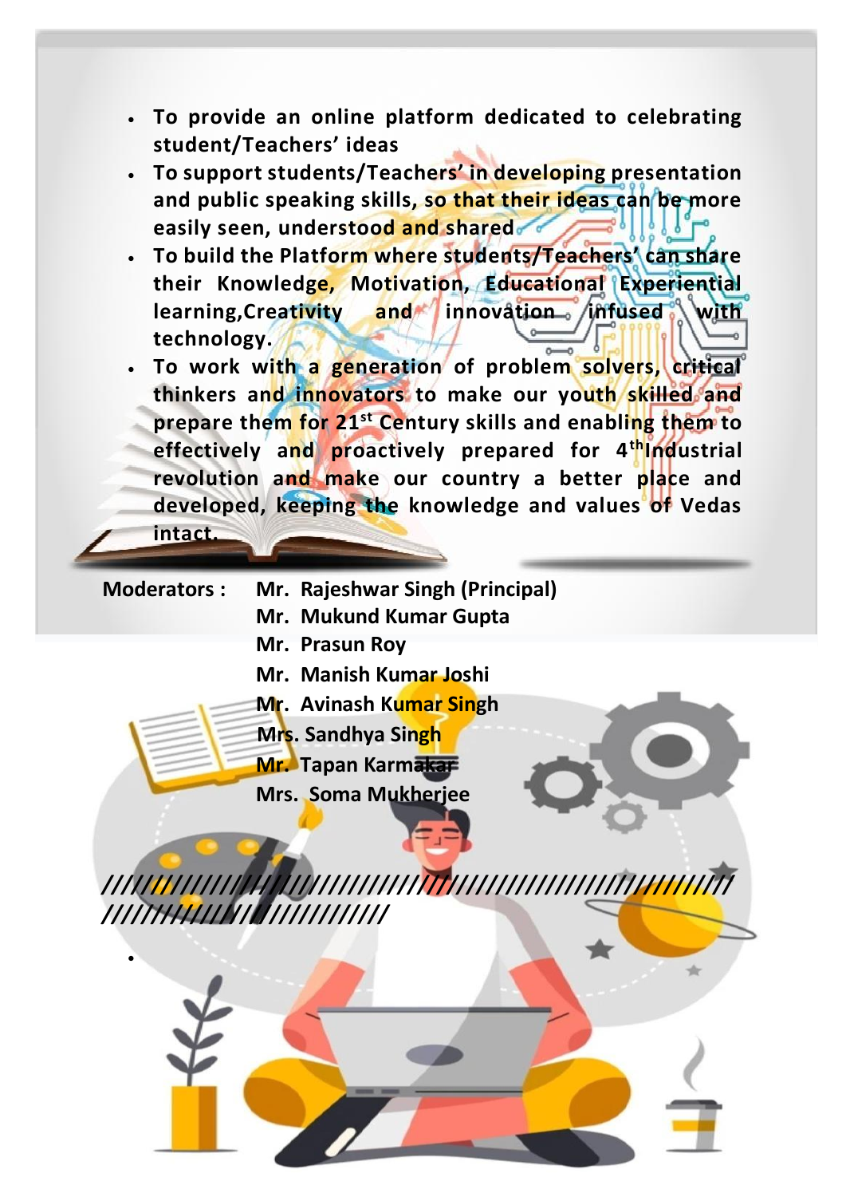- **To provide an online platform dedicated to celebrating student/Teachers' ideas**
- **To support students/Teachers' in developing presentation and public speaking skills, so that their ideas can be more easily seen, understood and shared**
- **To build the Platform where students/Teachers' can share their Knowledge, Motivation, Educational Experiential learning,Creativity and innovation infused with technology.**
- **To work with a generation of problem solvers, critical thinkers and innovators to make our youth skilled and prepare them for 21st Century skills and enabling them to effectively and proactively prepared for 4th Industrial revolution and make our country a better place and developed, keeping the knowledge and values of Vedas intact.**

**Moderators :** **Mr. Rajeshwar Singh (Principal)**
**Mr. Mukund Kumar Gupta**
**Mr. Prasun Roy**
**Mr. Manish Kumar Joshi**
**Mr. Avinash Kumar Singh**
**Mrs. Sandhya Singh**
**Mr. Tapan Karmakar**
**Mrs. Soma Mukherjee**

*/////////////////////////////////////////////////////////////////////////////// ////////////////////////////////////*